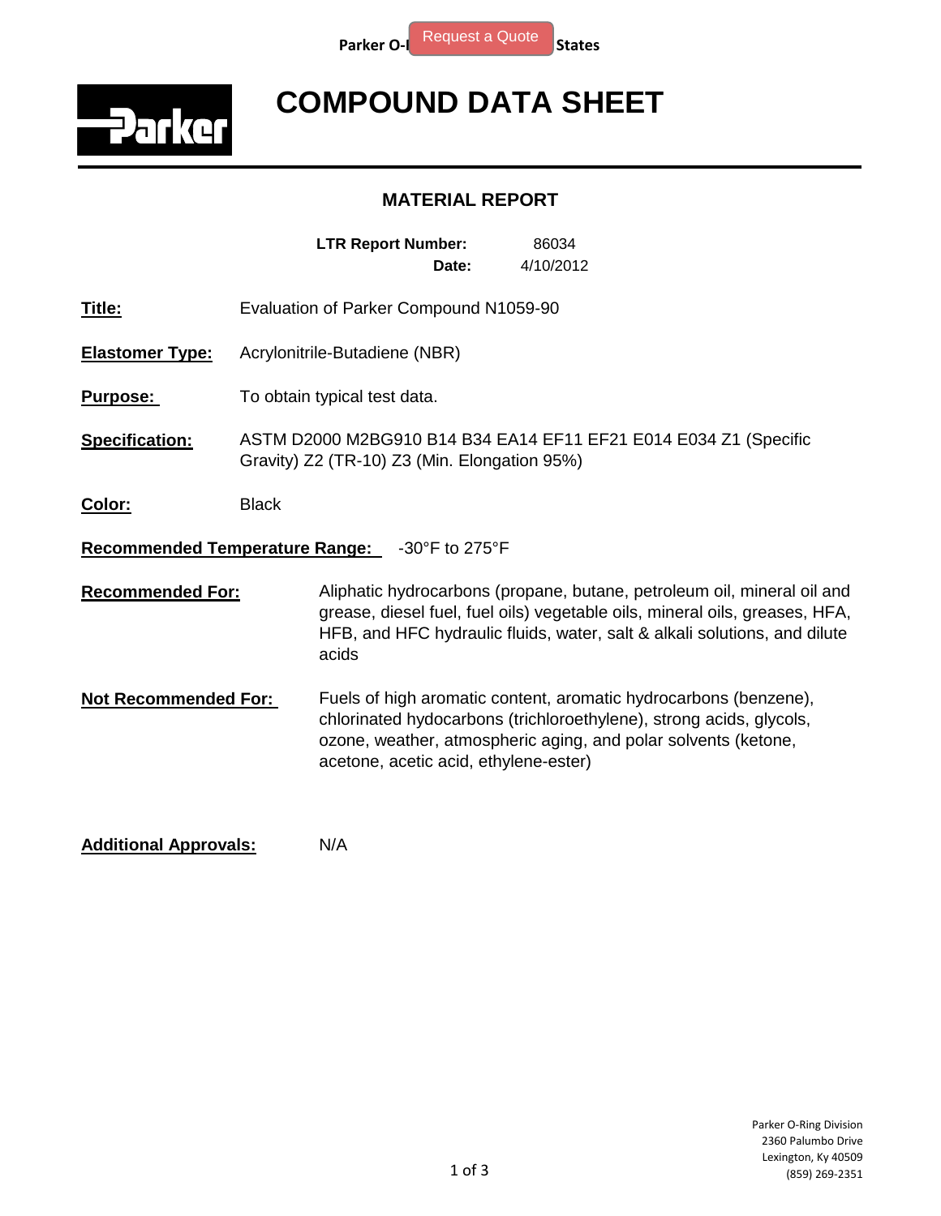# COMPOUND DATA SHEET

## MATERIAL REPORT

**LTR Report Number:** 86034
**Date:** 4/10/2012

**Title:** Evaluation of Parker Compound N1059-90

**Elastomer Type:** Acrylonitrile-Butadiene (NBR)

**Purpose:** To obtain typical test data.

**Specification:** ASTM D2000 M2BG910 B14 B34 EA14 EF11 EF21 E014 E034 Z1 (Specific Gravity) Z2 (TR-10) Z3 (Min. Elongation 95%)

**Color:** Black

**Recommended Temperature Range:** -30°F to 275°F

**Recommended For:** Aliphatic hydrocarbons (propane, butane, petroleum oil, mineral oil and grease, diesel fuel, fuel oils) vegetable oils, mineral oils, greases, HFA, HFB, and HFC hydraulic fluids, water, salt & alkali solutions, and dilute acids

**Not Recommended For:** Fuels of high aromatic content, aromatic hydrocarbons (benzene), chlorinated hydocarbons (trichloroethylene), strong acids, glycols, ozone, weather, atmospheric aging, and polar solvents (ketone, acetone, acetic acid, ethylene-ester)

**Additional Approvals:** N/A

Parker O-Ring Division
2360 Palumbo Drive
Lexington, Ky 40509
(859) 269-2351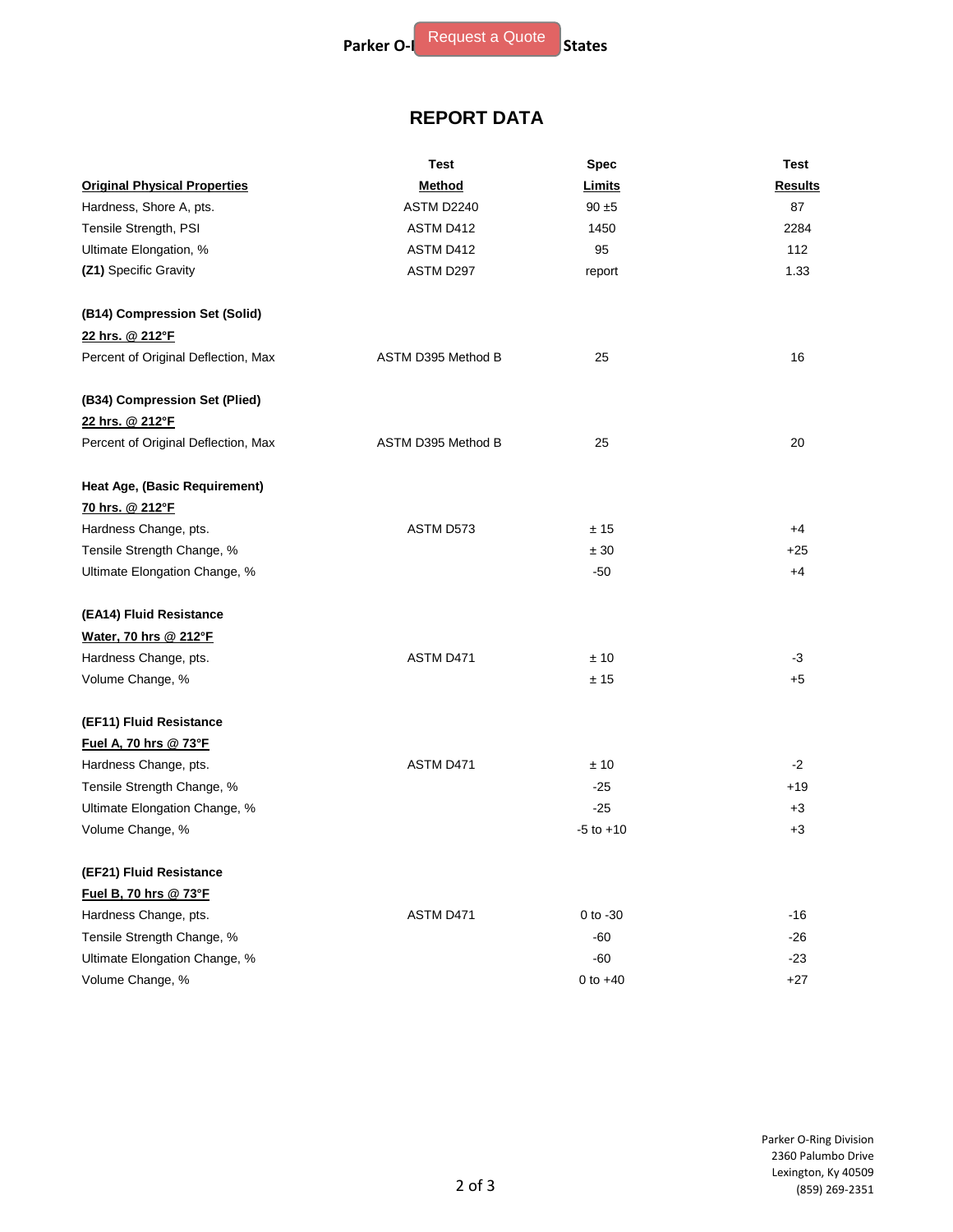# REPORT DATA

| Original Physical Properties | Test Method | Spec Limits | Test Results |
|---|---|---|---|
| Hardness, Shore A, pts. | ASTM D2240 | 90 ±5 | 87 |
| Tensile Strength, PSI | ASTM D412 | 1450 | 2284 |
| Ultimate Elongation, % | ASTM D412 | 95 | 112 |
| **(Z1)** Specific Gravity | ASTM D297 | report | 1.33 |
| | | | |
| **(B14) Compression Set (Solid)** | | | |
| **22 hrs. @ 212°F** | | | |
| Percent of Original Deflection, Max | ASTM D395 Method B | 25 | 16 |
| | | | |
| **(B34) Compression Set (Plied)** | | | |
| **22 hrs. @ 212°F** | | | |
| Percent of Original Deflection, Max | ASTM D395 Method B | 25 | 20 |
| | | | |
| **Heat Age, (Basic Requirement)** | | | |
| **70 hrs. @ 212°F** | | | |
| Hardness Change, pts. | ASTM D573 | ± 15 | +4 |
| Tensile Strength Change, % | | ± 30 | +25 |
| Ultimate Elongation Change, % | | -50 | +4 |
| | | | |
| **(EA14) Fluid Resistance** | | | |
| **Water, 70 hrs @ 212°F** | | | |
| Hardness Change, pts. | ASTM D471 | ± 10 | -3 |
| Volume Change, % | | ± 15 | +5 |
| | | | |
| **(EF11) Fluid Resistance** | | | |
| **Fuel A, 70 hrs @ 73°F** | | | |
| Hardness Change, pts. | ASTM D471 | ± 10 | -2 |
| Tensile Strength Change, % | | -25 | +19 |
| Ultimate Elongation Change, % | | -25 | +3 |
| Volume Change, % | | -5 to +10 | +3 |
| | | | |
| **(EF21) Fluid Resistance** | | | |
| **Fuel B, 70 hrs @ 73°F** | | | |
| Hardness Change, pts. | ASTM D471 | 0 to -30 | -16 |
| Tensile Strength Change, % | | -60 | -26 |
| Ultimate Elongation Change, % | | -60 | -23 |
| Volume Change, % | | 0 to +40 | +27 |

Parker O-Ring Division
2360 Palumbo Drive
Lexington, Ky 40509
(859) 269-2351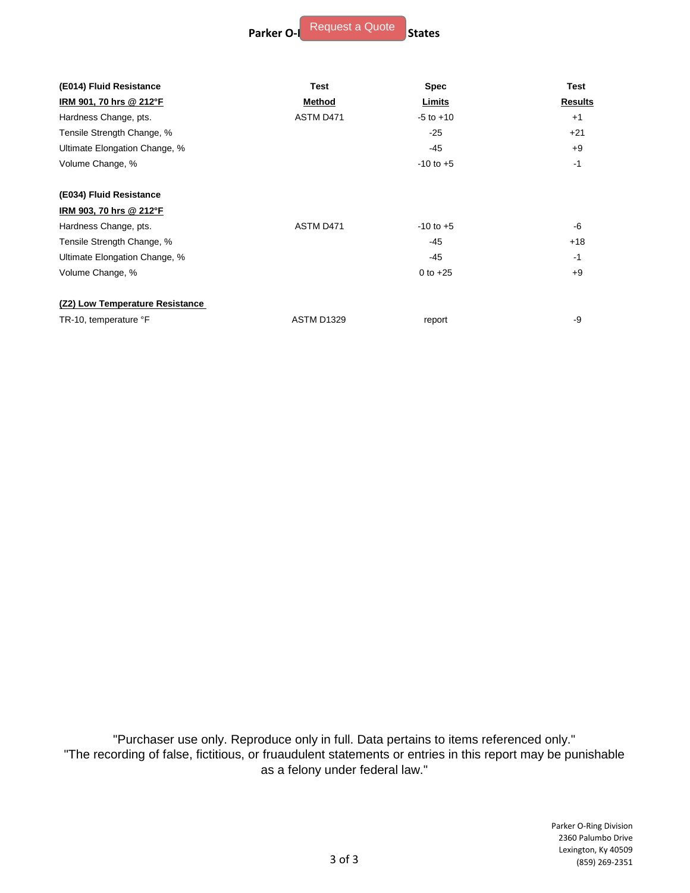| (E014) Fluid Resistance | Test | Spec | Test |
|---|---|---|---|
| **IRM 901, 70 hrs @ 212°F** | **Method** | **Limits** | **Results** |
| Hardness Change, pts. | ASTM D471 | -5 to +10 | +1 |
| Tensile Strength Change, % | | -25 | +21 |
| Ultimate Elongation Change, % | | -45 | +9 |
| Volume Change, % | | -10 to +5 | -1 |
| | | | |
| **(E034) Fluid Resistance** | | | |
| **IRM 903, 70 hrs @ 212°F** | | | |
| Hardness Change, pts. | ASTM D471 | -10 to +5 | -6 |
| Tensile Strength Change, % | | -45 | +18 |
| Ultimate Elongation Change, % | | -45 | -1 |
| Volume Change, % | | 0 to +25 | +9 |
| | | | |
| **(Z2) Low Temperature Resistance** | | | |
| TR-10, temperature °F | ASTM D1329 | report | -9 |

"Purchaser use only. Reproduce only in full. Data pertains to items referenced only."
"The recording of false, fictitious, or fruaudulent statements or entries in this report may be punishable as a felony under federal law."

Parker O-Ring Division
2360 Palumbo Drive
Lexington, Ky 40509
(859) 269-2351